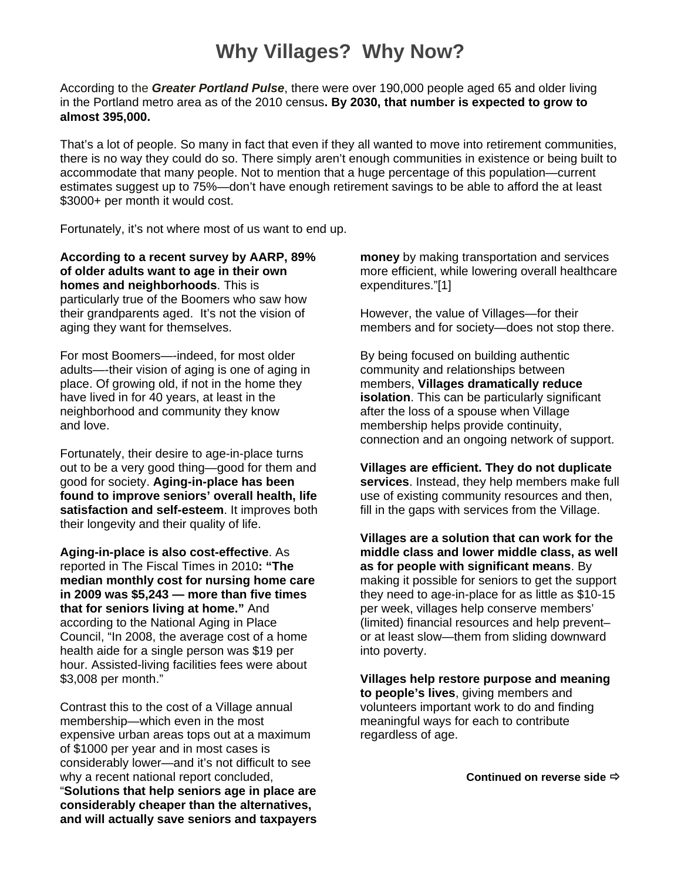# Why Villages? Why Now?

According to the ***Greater Portland Pulse***, there were over 190,000 people aged 65 and older living in the Portland metro area as of the 2010 census**. By 2030, that number is expected to grow to almost 395,000.**

That's a lot of people. So many in fact that even if they all wanted to move into retirement communities, there is no way they could do so. There simply aren't enough communities in existence or being built to accommodate that many people. Not to mention that a huge percentage of this population—current estimates suggest up to 75%—don't have enough retirement savings to be able to afford the at least $3000+ per month it would cost.

Fortunately, it's not where most of us want to end up.

**According to a recent survey by AARP, 89% of older adults want to age in their own homes and neighborhoods**. This is particularly true of the Boomers who saw how their grandparents aged. It's not the vision of aging they want for themselves.

For most Boomers—-indeed, for most older adults—-their vision of aging is one of aging in place. Of growing old, if not in the home they have lived in for 40 years, at least in the neighborhood and community they know and love.

Fortunately, their desire to age-in-place turns out to be a very good thing—good for them and good for society. **Aging-in-place has been found to improve seniors' overall health, life satisfaction and self-esteem**. It improves both their longevity and their quality of life.

**Aging-in-place is also cost-effective**. As reported in The Fiscal Times in 2010**: "The median monthly cost for nursing home care in 2009 was $5,243 — more than five times that for seniors living at home."** And according to the National Aging in Place Council, "In 2008, the average cost of a home health aide for a single person was $19 per hour. Assisted-living facilities fees were about $3,008 per month."

Contrast this to the cost of a Village annual membership—which even in the most expensive urban areas tops out at a maximum of $1000 per year and in most cases is considerably lower—and it's not difficult to see why a recent national report concluded, "**Solutions that help seniors age in place are considerably cheaper than the alternatives, and will actually save seniors and taxpayers money** by making transportation and services more efficient, while lowering overall healthcare expenditures."[1]

However, the value of Villages—for their members and for society—does not stop there.

By being focused on building authentic community and relationships between members, **Villages dramatically reduce isolation**. This can be particularly significant after the loss of a spouse when Village membership helps provide continuity, connection and an ongoing network of support.

**Villages are efficient. They do not duplicate services**. Instead, they help members make full use of existing community resources and then, fill in the gaps with services from the Village.

**Villages are a solution that can work for the middle class and lower middle class, as well as for people with significant means**. By making it possible for seniors to get the support they need to age-in-place for as little as $10-15 per week, villages help conserve members' (limited) financial resources and help prevent– or at least slow—them from sliding downward into poverty.

**Villages help restore purpose and meaning to people's lives**, giving members and volunteers important work to do and finding meaningful ways for each to contribute regardless of age.

**Continued on reverse side ⇨**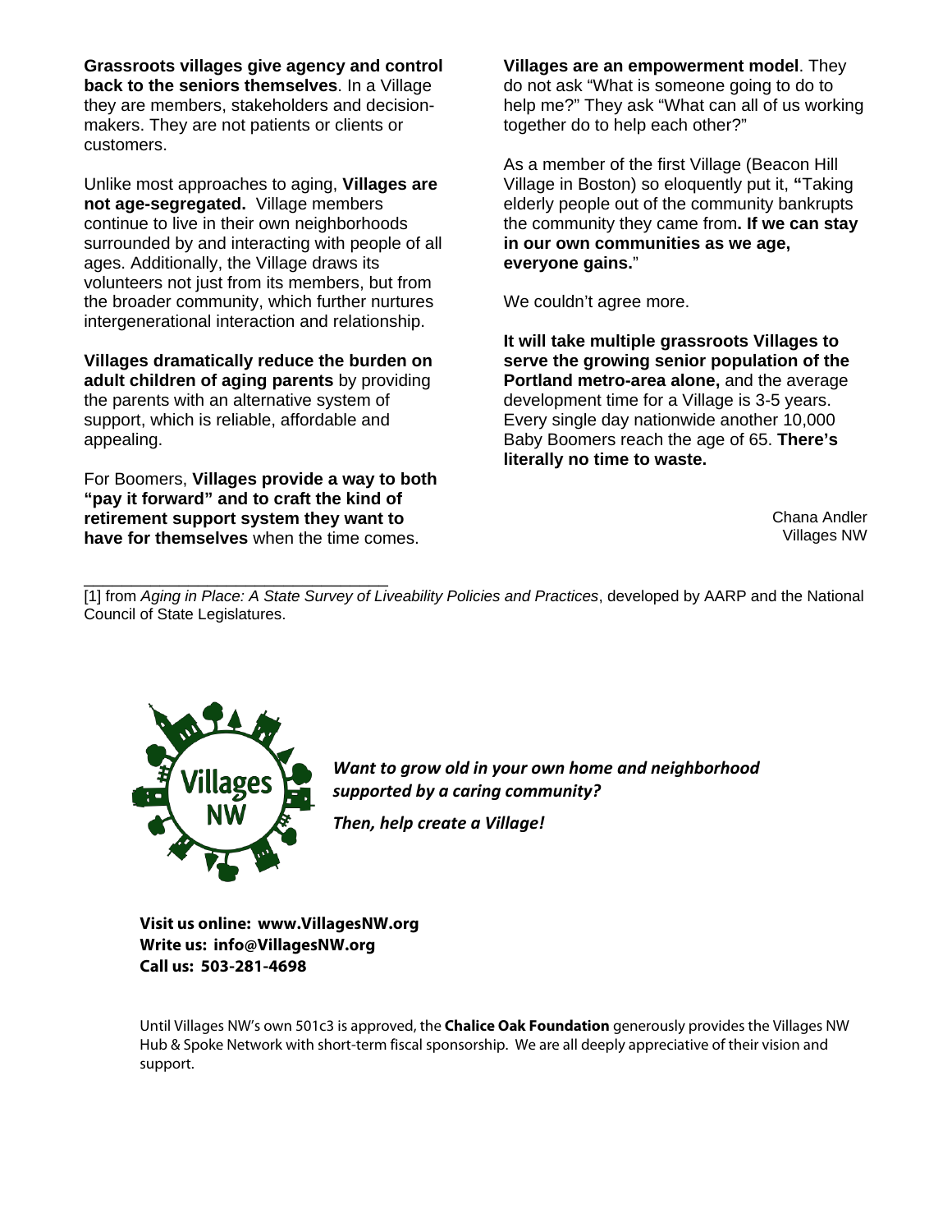**Grassroots villages give agency and control back to the seniors themselves**. In a Village they are members, stakeholders and decision-makers. They are not patients or clients or customers.

Unlike most approaches to aging, **Villages are not age-segregated.** Village members continue to live in their own neighborhoods surrounded by and interacting with people of all ages. Additionally, the Village draws its volunteers not just from its members, but from the broader community, which further nurtures intergenerational interaction and relationship.

**Villages dramatically reduce the burden on adult children of aging parents** by providing the parents with an alternative system of support, which is reliable, affordable and appealing.

For Boomers, **Villages provide a way to both "pay it forward" and to craft the kind of retirement support system they want to have for themselves** when the time comes.

**Villages are an empowerment model**. They do not ask "What is someone going to do to help me?" They ask "What can all of us working together do to help each other?"

As a member of the first Village (Beacon Hill Village in Boston) so eloquently put it, **"**Taking elderly people out of the community bankrupts the community they came from**. If we can stay in our own communities as we age, everyone gains.**"

We couldn't agree more.

**It will take multiple grassroots Villages to serve the growing senior population of the Portland metro-area alone,** and the average development time for a Village is 3-5 years. Every single day nationwide another 10,000 Baby Boomers reach the age of 65. **There's literally no time to waste.**

Chana Andler
Villages NW

---

[1] from *Aging in Place: A State Survey of Liveability Policies and Practices*, developed by AARP and the National Council of State Legislatures.

Villages NW

***Want to grow old in your own home and neighborhood supported by a caring community?***

***Then, help create a Village!***

**Visit us online: www.VillagesNW.org**
**Write us: info@VillagesNW.org**
**Call us: 503-281-4698**

Until Villages NW's own 501c3 is approved, the **Chalice Oak Foundation** generously provides the Villages NW Hub & Spoke Network with short-term fiscal sponsorship. We are all deeply appreciative of their vision and support.